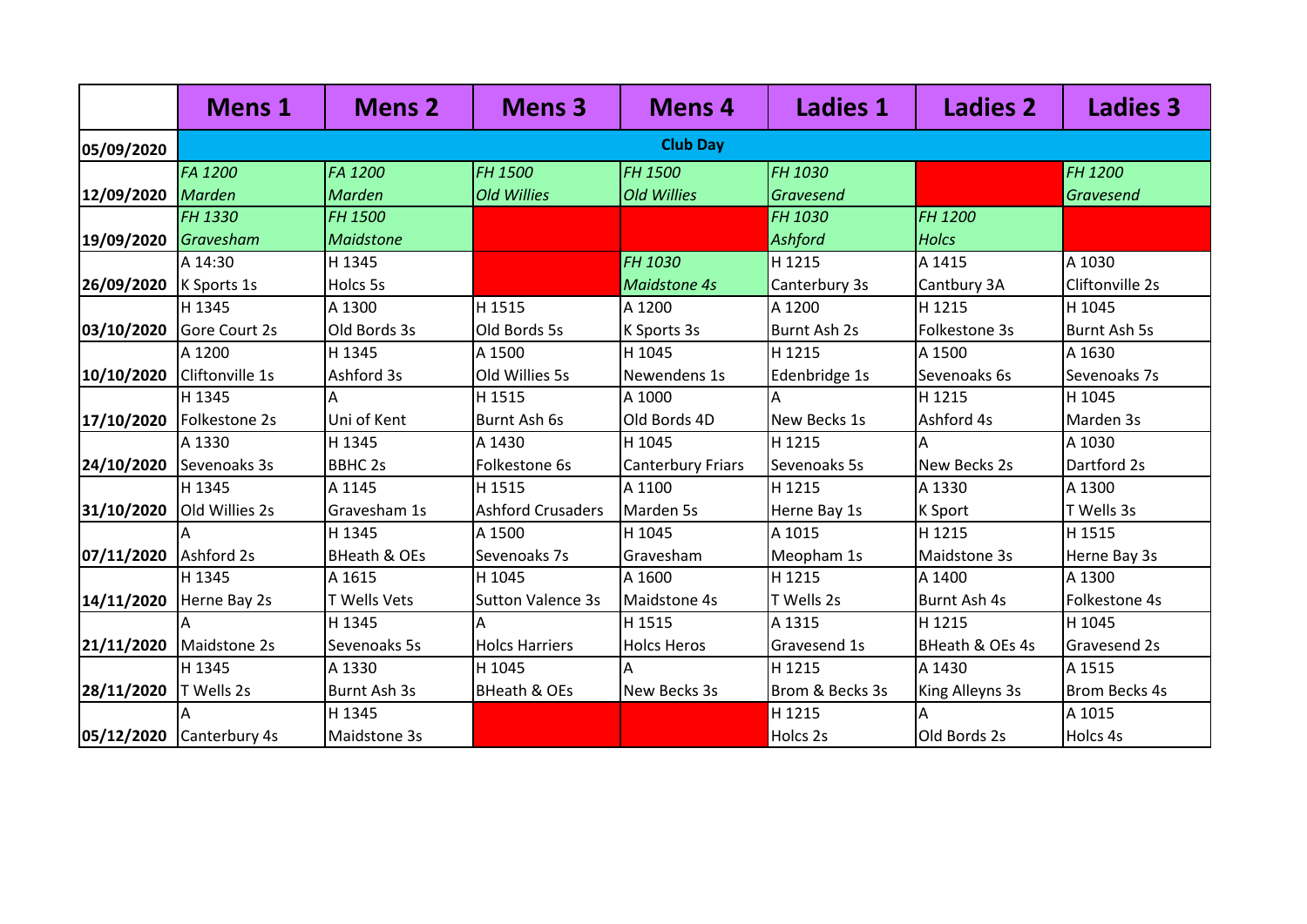| | Mens 1 | Mens 2 | Mens 3 | Mens 4 | Ladies 1 | Ladies 2 | Ladies 3 |
|---|---|---|---|---|---|---|---|
| 05/09/2020 | Club Day | | | | | | |
| 12/09/2020 | *FA 1200 Marden* | *FA 1200 Marden* | *FH 1500 Old Willies* | *FH 1500 Old Willies* | *FH 1030 Gravesend* | | *FH 1200 Gravesend* |
| 19/09/2020 | *FH 1330 Gravesham* | *FH 1500 Maidstone* | | | *FH 1030 Ashford* | *FH 1200 Holcs* | |
| 26/09/2020 | A 14:30 K Sports 1s | H 1345 Holcs 5s | | *FH 1030 Maidstone 4s* | H 1215 Canterbury 3s | A 1415 Cantbury 3A | A 1030 Cliftonville 2s |
| 03/10/2020 | H 1345 Gore Court 2s | A 1300 Old Bords 3s | H 1515 Old Bords 5s | A 1200 K Sports 3s | A 1200 Burnt Ash 2s | H 1215 Folkestone 3s | H 1045 Burnt Ash 5s |
| 10/10/2020 | A 1200 Cliftonville 1s | H 1345 Ashford 3s | A 1500 Old Willies 5s | H 1045 Newendens 1s | H 1215 Edenbridge 1s | A 1500 Sevenoaks 6s | A 1630 Sevenoaks 7s |
| 17/10/2020 | H 1345 Folkestone 2s | A Uni of Kent | H 1515 Burnt Ash 6s | A 1000 Old Bords 4D | A New Becks 1s | H 1215 Ashford 4s | H 1045 Marden 3s |
| 24/10/2020 | A 1330 Sevenoaks 3s | H 1345 BBHC 2s | A 1430 Folkestone 6s | H 1045 Canterbury Friars | H 1215 Sevenoaks 5s | A New Becks 2s | A 1030 Dartford 2s |
| 31/10/2020 | H 1345 Old Willies 2s | A 1145 Gravesham 1s | H 1515 Ashford Crusaders | A 1100 Marden 5s | H 1215 Herne Bay 1s | A 1330 K Sport | A 1300 T Wells 3s |
| 07/11/2020 | A Ashford 2s | H 1345 BHeath & OEs | A 1500 Sevenoaks 7s | H 1045 Gravesham | A 1015 Meopham 1s | H 1215 Maidstone 3s | H 1515 Herne Bay 3s |
| 14/11/2020 | H 1345 Herne Bay 2s | A 1615 T Wells Vets | H 1045 Sutton Valence 3s | A 1600 Maidstone 4s | H 1215 T Wells 2s | A 1400 Burnt Ash 4s | A 1300 Folkestone 4s |
| 21/11/2020 | A Maidstone 2s | H 1345 Sevenoaks 5s | A Holcs Harriers | H 1515 Holcs Heros | A 1315 Gravesend 1s | H 1215 BHeath & OEs 4s | H 1045 Gravesend 2s |
| 28/11/2020 | H 1345 T Wells 2s | A 1330 Burnt Ash 3s | H 1045 BHeath & OEs | A New Becks 3s | H 1215 Brom & Becks 3s | A 1430 King Alleyns 3s | A 1515 Brom Becks 4s |
| 05/12/2020 | A Canterbury 4s | H 1345 Maidstone 3s | | | H 1215 Holcs 2s | A Old Bords 2s | A 1015 Holcs 4s |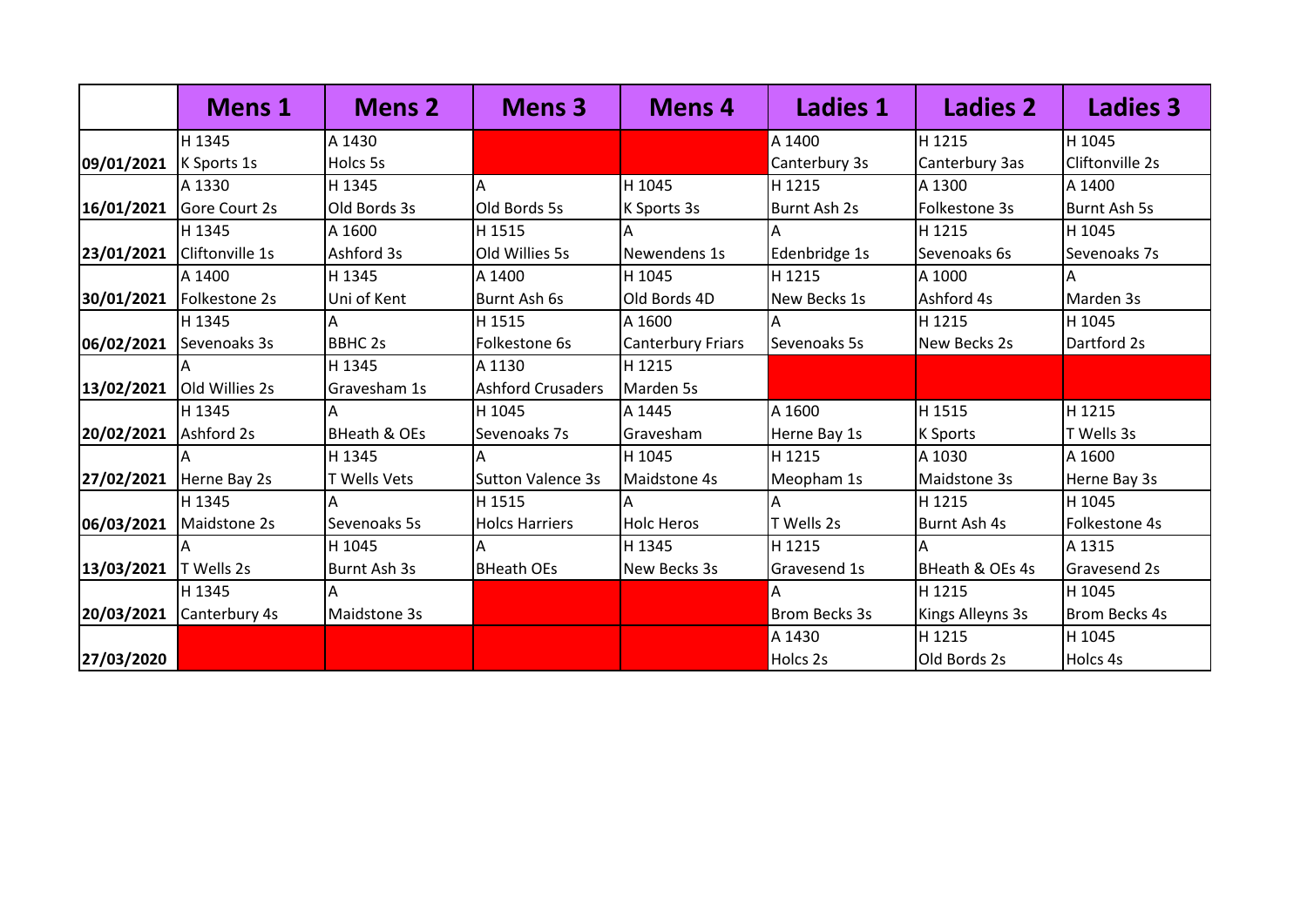| | Mens 1 | Mens 2 | Mens 3 | Mens 4 | Ladies 1 | Ladies 2 | Ladies 3 |
|---|---|---|---|---|---|---|---|
| 09/01/2021 | H 1345 K Sports 1s | A 1430 Holcs 5s | | | A 1400 Canterbury 3s | H 1215 Canterbury 3as | H 1045 Cliftonville 2s |
| 16/01/2021 | A 1330 Gore Court 2s | H 1345 Old Bords 3s | A Old Bords 5s | H 1045 K Sports 3s | H 1215 Burnt Ash 2s | A 1300 Folkestone 3s | A 1400 Burnt Ash 5s |
| 23/01/2021 | H 1345 Cliftonville 1s | A 1600 Ashford 3s | H 1515 Old Willies 5s | A Newendens 1s | A Edenbridge 1s | H 1215 Sevenoaks 6s | H 1045 Sevenoaks 7s |
| 30/01/2021 | A 1400 Folkestone 2s | H 1345 Uni of Kent | A 1400 Burnt Ash 6s | H 1045 Old Bords 4D | H 1215 New Becks 1s | A 1000 Ashford 4s | A Marden 3s |
| 06/02/2021 | H 1345 Sevenoaks 3s | A BBHC 2s | H 1515 Folkestone 6s | A 1600 Canterbury Friars | A Sevenoaks 5s | H 1215 New Becks 2s | H 1045 Dartford 2s |
| 13/02/2021 | A Old Willies 2s | H 1345 Gravesham 1s | A 1130 Ashford Crusaders | H 1215 Marden 5s | | | |
| 20/02/2021 | H 1345 Ashford 2s | A BHeath & OEs | H 1045 Sevenoaks 7s | A 1445 Gravesham | A 1600 Herne Bay 1s | H 1515 K Sports | H 1215 T Wells 3s |
| 27/02/2021 | A Herne Bay 2s | H 1345 T Wells Vets | A Sutton Valence 3s | H 1045 Maidstone 4s | H 1215 Meopham 1s | A 1030 Maidstone 3s | A 1600 Herne Bay 3s |
| 06/03/2021 | H 1345 Maidstone 2s | A Sevenoaks 5s | H 1515 Holcs Harriers | A Holc Heros | A T Wells 2s | H 1215 Burnt Ash 4s | H 1045 Folkestone 4s |
| 13/03/2021 | A T Wells 2s | H 1045 Burnt Ash 3s | A BHeath OEs | H 1345 New Becks 3s | H 1215 Gravesend 1s | A BHeath & OEs 4s | A 1315 Gravesend 2s |
| 20/03/2021 | H 1345 Canterbury 4s | A Maidstone 3s | | | A Brom Becks 3s | H 1215 Kings Alleyns 3s | H 1045 Brom Becks 4s |
| 27/03/2020 | | | | | A 1430 Holcs 2s | H 1215 Old Bords 2s | H 1045 Holcs 4s |